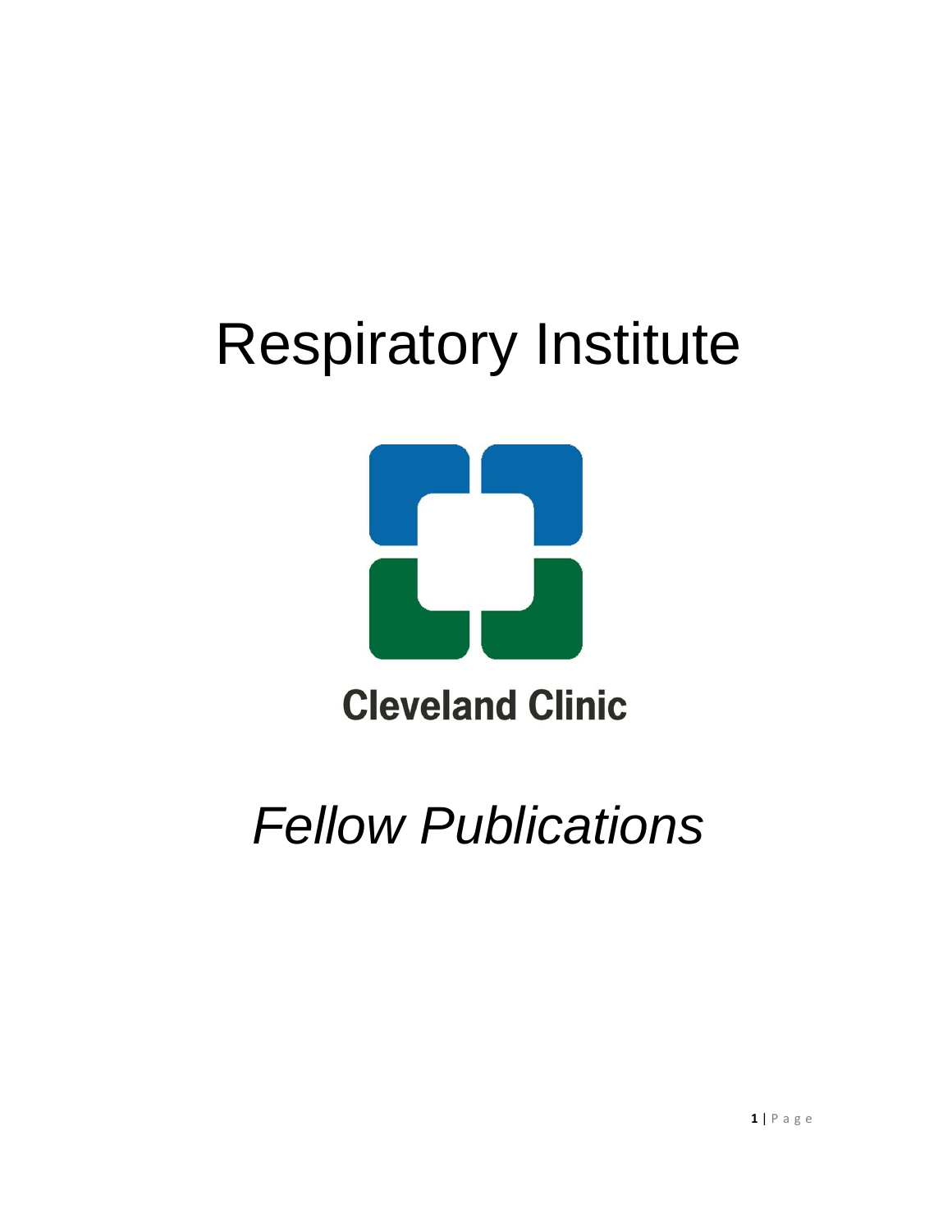# Respiratory Institute

Cleveland Clinic

*Fellow Publications*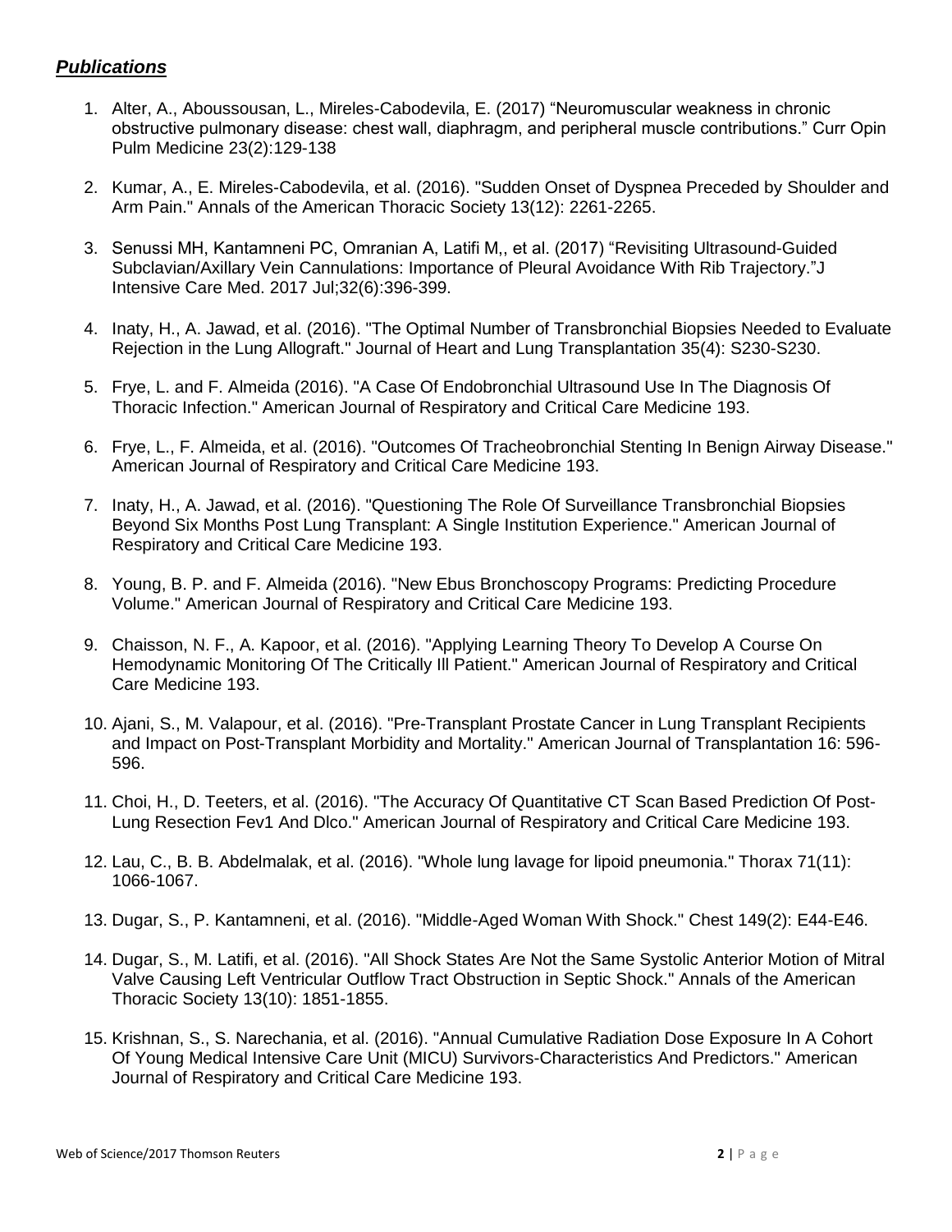## ***Publications***

1. Alter, A., Aboussousan, L., Mireles-Cabodevila, E. (2017) “Neuromuscular weakness in chronic obstructive pulmonary disease: chest wall, diaphragm, and peripheral muscle contributions.” Curr Opin Pulm Medicine 23(2):129-138

2. Kumar, A., E. Mireles-Cabodevila, et al. (2016). "Sudden Onset of Dyspnea Preceded by Shoulder and Arm Pain." Annals of the American Thoracic Society 13(12): 2261-2265.

3. Senussi MH, Kantamneni PC, Omranian A, Latifi M,, et al. (2017) “Revisiting Ultrasound-Guided Subclavian/Axillary Vein Cannulations: Importance of Pleural Avoidance With Rib Trajectory.”J Intensive Care Med. 2017 Jul;32(6):396-399.

4. Inaty, H., A. Jawad, et al. (2016). "The Optimal Number of Transbronchial Biopsies Needed to Evaluate Rejection in the Lung Allograft." Journal of Heart and Lung Transplantation 35(4): S230-S230.

5. Frye, L. and F. Almeida (2016). "A Case Of Endobronchial Ultrasound Use In The Diagnosis Of Thoracic Infection." American Journal of Respiratory and Critical Care Medicine 193.

6. Frye, L., F. Almeida, et al. (2016). "Outcomes Of Tracheobronchial Stenting In Benign Airway Disease." American Journal of Respiratory and Critical Care Medicine 193.

7. Inaty, H., A. Jawad, et al. (2016). "Questioning The Role Of Surveillance Transbronchial Biopsies Beyond Six Months Post Lung Transplant: A Single Institution Experience." American Journal of Respiratory and Critical Care Medicine 193.

8. Young, B. P. and F. Almeida (2016). "New Ebus Bronchoscopy Programs: Predicting Procedure Volume." American Journal of Respiratory and Critical Care Medicine 193.

9. Chaisson, N. F., A. Kapoor, et al. (2016). "Applying Learning Theory To Develop A Course On Hemodynamic Monitoring Of The Critically Ill Patient." American Journal of Respiratory and Critical Care Medicine 193.

10. Ajani, S., M. Valapour, et al. (2016). "Pre-Transplant Prostate Cancer in Lung Transplant Recipients and Impact on Post-Transplant Morbidity and Mortality." American Journal of Transplantation 16: 596-596.

11. Choi, H., D. Teeters, et al. (2016). "The Accuracy Of Quantitative CT Scan Based Prediction Of Post-Lung Resection Fev1 And Dlco." American Journal of Respiratory and Critical Care Medicine 193.

12. Lau, C., B. B. Abdelmalak, et al. (2016). "Whole lung lavage for lipoid pneumonia." Thorax 71(11): 1066-1067.

13. Dugar, S., P. Kantamneni, et al. (2016). "Middle-Aged Woman With Shock." Chest 149(2): E44-E46.

14. Dugar, S., M. Latifi, et al. (2016). "All Shock States Are Not the Same Systolic Anterior Motion of Mitral Valve Causing Left Ventricular Outflow Tract Obstruction in Septic Shock." Annals of the American Thoracic Society 13(10): 1851-1855.

15. Krishnan, S., S. Narechania, et al. (2016). "Annual Cumulative Radiation Dose Exposure In A Cohort Of Young Medical Intensive Care Unit (MICU) Survivors-Characteristics And Predictors." American Journal of Respiratory and Critical Care Medicine 193.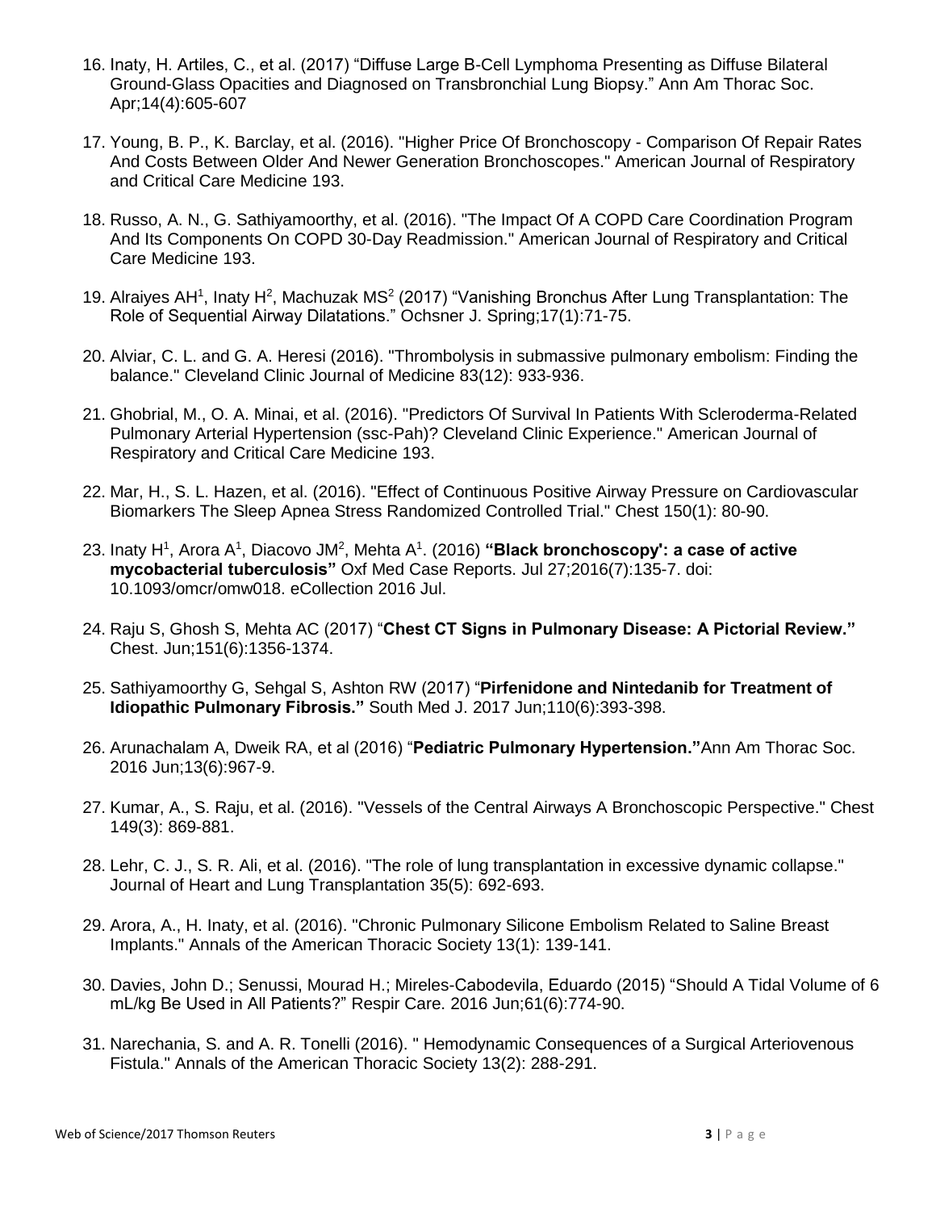16. Inaty, H. Artiles, C., et al. (2017) "Diffuse Large B-Cell Lymphoma Presenting as Diffuse Bilateral Ground-Glass Opacities and Diagnosed on Transbronchial Lung Biopsy." Ann Am Thorac Soc. Apr;14(4):605-607

17. Young, B. P., K. Barclay, et al. (2016). "Higher Price Of Bronchoscopy - Comparison Of Repair Rates And Costs Between Older And Newer Generation Bronchoscopes." American Journal of Respiratory and Critical Care Medicine 193.

18. Russo, A. N., G. Sathiyamoorthy, et al. (2016). "The Impact Of A COPD Care Coordination Program And Its Components On COPD 30-Day Readmission." American Journal of Respiratory and Critical Care Medicine 193.

19. Alraiyes AH[1], Inaty H[2], Machuzak MS[2] (2017) "Vanishing Bronchus After Lung Transplantation: The Role of Sequential Airway Dilatations." Ochsner J. Spring;17(1):71-75.

20. Alviar, C. L. and G. A. Heresi (2016). "Thrombolysis in submassive pulmonary embolism: Finding the balance." Cleveland Clinic Journal of Medicine 83(12): 933-936.

21. Ghobrial, M., O. A. Minai, et al. (2016). "Predictors Of Survival In Patients With Scleroderma-Related Pulmonary Arterial Hypertension (ssc-Pah)? Cleveland Clinic Experience." American Journal of Respiratory and Critical Care Medicine 193.

22. Mar, H., S. L. Hazen, et al. (2016). "Effect of Continuous Positive Airway Pressure on Cardiovascular Biomarkers The Sleep Apnea Stress Randomized Controlled Trial." Chest 150(1): 80-90.

23. Inaty H[1], Arora A[1], Diacovo JM[2], Mehta A[1]. (2016) **"Black bronchoscopy': a case of active mycobacterial tuberculosis"** Oxf Med Case Reports. Jul 27;2016(7):135-7. doi: 10.1093/omcr/omw018. eCollection 2016 Jul.

24. Raju S, Ghosh S, Mehta AC (2017) "**Chest CT Signs in Pulmonary Disease: A Pictorial Review."** Chest. Jun;151(6):1356-1374.

25. Sathiyamoorthy G, Sehgal S, Ashton RW (2017) "**Pirfenidone and Nintedanib for Treatment of Idiopathic Pulmonary Fibrosis."** South Med J. 2017 Jun;110(6):393-398.

26. Arunachalam A, Dweik RA, et al (2016) "**Pediatric Pulmonary Hypertension."**Ann Am Thorac Soc. 2016 Jun;13(6):967-9.

27. Kumar, A., S. Raju, et al. (2016). "Vessels of the Central Airways A Bronchoscopic Perspective." Chest 149(3): 869-881.

28. Lehr, C. J., S. R. Ali, et al. (2016). "The role of lung transplantation in excessive dynamic collapse." Journal of Heart and Lung Transplantation 35(5): 692-693.

29. Arora, A., H. Inaty, et al. (2016). "Chronic Pulmonary Silicone Embolism Related to Saline Breast Implants." Annals of the American Thoracic Society 13(1): 139-141.

30. Davies, John D.; Senussi, Mourad H.; Mireles-Cabodevila, Eduardo (2015) "Should A Tidal Volume of 6 mL/kg Be Used in All Patients?" Respir Care. 2016 Jun;61(6):774-90.

31. Narechania, S. and A. R. Tonelli (2016). " Hemodynamic Consequences of a Surgical Arteriovenous Fistula." Annals of the American Thoracic Society 13(2): 288-291.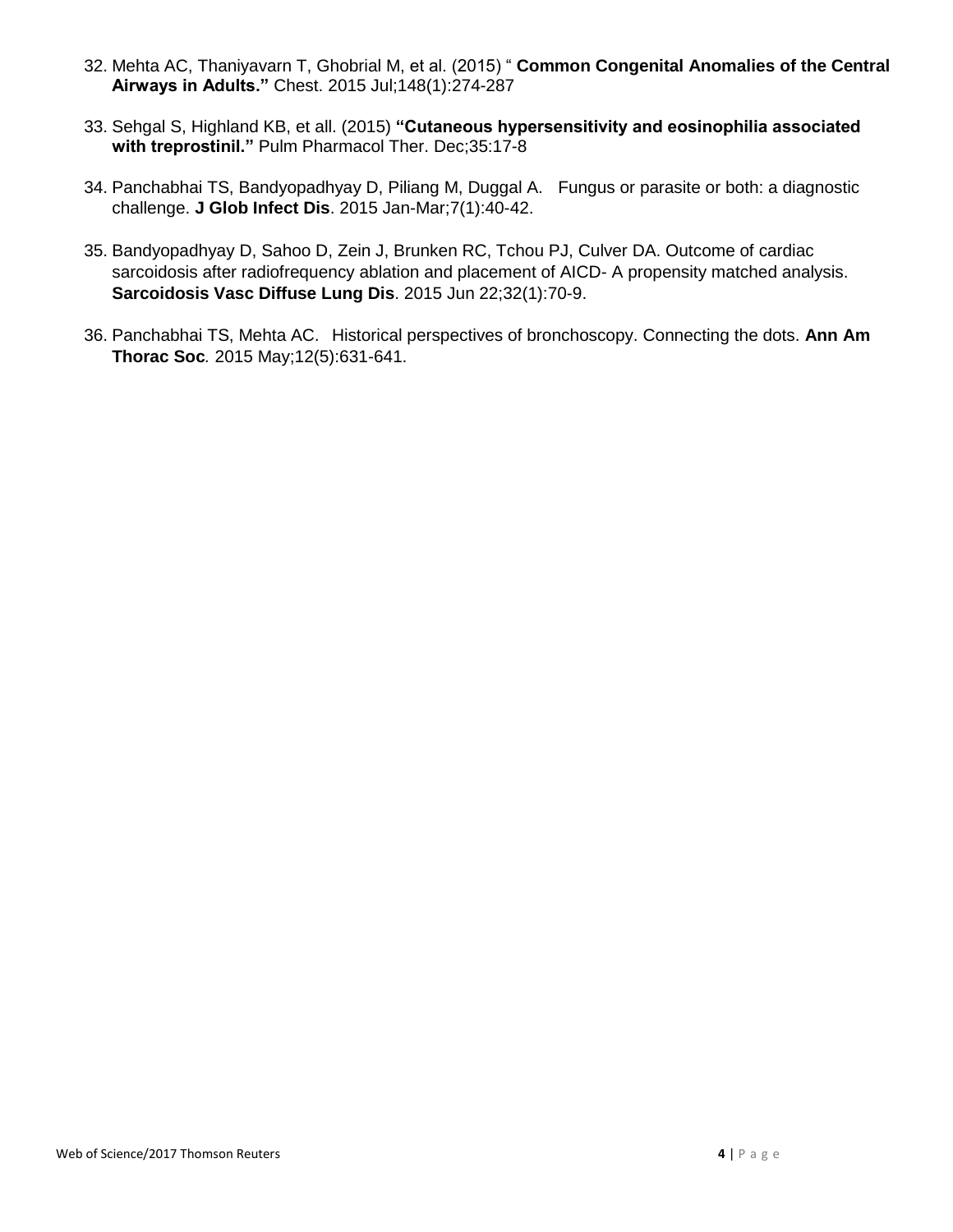32. Mehta AC, Thaniyavarn T, Ghobrial M, et al. (2015) " **Common Congenital Anomalies of the Central Airways in Adults."** Chest. 2015 Jul;148(1):274-287

33. Sehgal S, Highland KB, et all. (2015) **"Cutaneous hypersensitivity and eosinophilia associated with treprostinil."** Pulm Pharmacol Ther. Dec;35:17-8

34. Panchabhai TS, Bandyopadhyay D, Piliang M, Duggal A. Fungus or parasite or both: a diagnostic challenge. **J Glob Infect Dis**. 2015 Jan-Mar;7(1):40-42.

35. Bandyopadhyay D, Sahoo D, Zein J, Brunken RC, Tchou PJ, Culver DA. Outcome of cardiac sarcoidosis after radiofrequency ablation and placement of AICD- A propensity matched analysis. **Sarcoidosis Vasc Diffuse Lung Dis**. 2015 Jun 22;32(1):70-9.

36. Panchabhai TS, Mehta AC. Historical perspectives of bronchoscopy. Connecting the dots. ***Ann Am Thorac Soc.*** 2015 May;12(5):631-641.